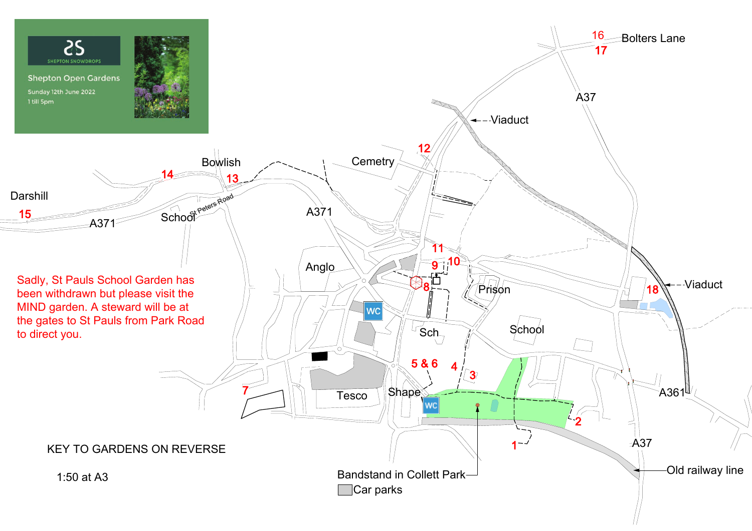SHEPTON SNOWDROPS

Shepton Open Gardens

Sunday 12th June 2022

1 till 5pm

Sadly, St Pauls School Garden has been withdrawn but please visit the MIND garden. A steward will be at the gates to St Pauls from Park Road to direct you.

Bolters Lane
16
17
A37
Viaduct
12
Cemetery
Bowlish
14
13
Darshill
15
A371
School
St Peters Road
A371
Anglo
11
9
10
8
Prison
18
Viaduct
WC
Sch
School
5 & 6
4
3
7
Tesco
Shape
WC
A361
2
1
A37
Bandstand in Collett Park
Old railway line
Car parks

KEY TO GARDENS ON REVERSE

1:50 at A3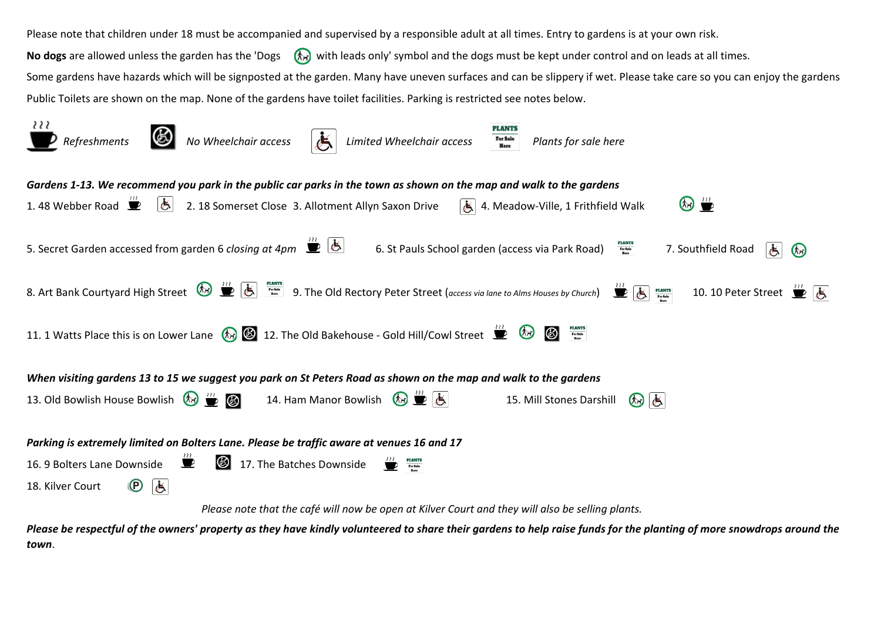Please note that children under 18 must be accompanied and supervised by a responsible adult at all times. Entry to gardens is at your own risk.

**No dogs** are allowed unless the garden has the 'Dogs with leads only' symbol and the dogs must be kept under control and on leads at all times.

Some gardens have hazards which will be signposted at the garden. Many have uneven surfaces and can be slippery if wet. Please take care so you can enjoy the gardens

Public Toilets are shown on the map. None of the gardens have toilet facilities. Parking is restricted see notes below.

*Refreshments* *No Wheelchair access* *Limited Wheelchair access* *Plants for sale here*

***Gardens 1-13. We recommend you park in the public car parks in the town as shown on the map and walk to the gardens***

1. 48 Webber Road
2. 18 Somerset Close
3. Allotment Allyn Saxon Drive
4. Meadow-Ville, 1 Frithfield Walk
5. Secret Garden accessed from garden 6 *closing at 4pm*
6. St Pauls School garden (access via Park Road)
7. Southfield Road
8. Art Bank Courtyard High Street
9. The Old Rectory Peter Street (*access via lane to Alms Houses by Church*)
10. 10 Peter Street
11. 1 Watts Place this is on Lower Lane
12. The Old Bakehouse - Gold Hill/Cowl Street

***When visiting gardens 13 to 15 we suggest you park on St Peters Road as shown on the map and walk to the gardens***

13. Old Bowlish House Bowlish
14. Ham Manor Bowlish
15. Mill Stones Darshill

***Parking is extremely limited on Bolters Lane. Please be traffic aware at venues 16 and 17***

16. 9 Bolters Lane Downside
17. The Batches Downside
18. Kilver Court

*Please note that the café will now be open at Kilver Court and they will also be selling plants.*

***Please be respectful of the owners' property as they have kindly volunteered to share their gardens to help raise funds for the planting of more snowdrops around the town.***